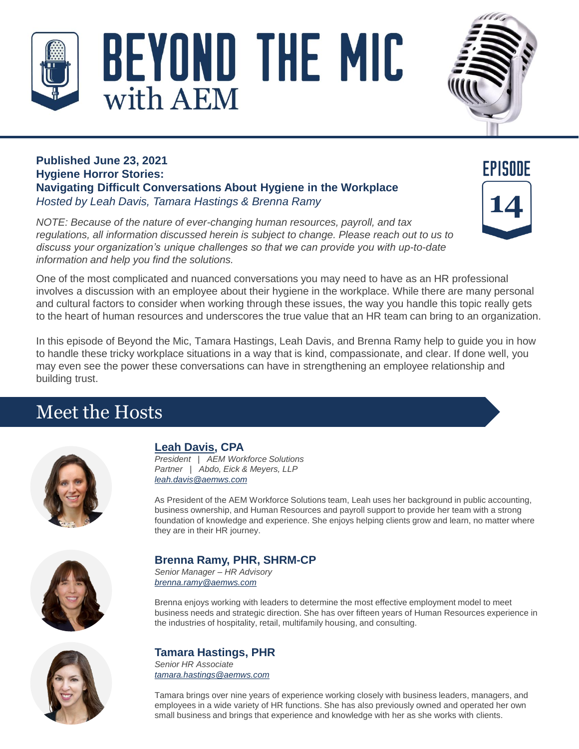# BEYOND THE MIC with AEM

EPISODE 14

**Published June 23, 2021**
**Hygiene Horror Stories:**
**Navigating Difficult Conversations About Hygiene in the Workplace**
*Hosted by Leah Davis, Tamara Hastings & Brenna Ramy*

*NOTE: Because of the nature of ever-changing human resources, payroll, and tax regulations, all information discussed herein is subject to change. Please reach out to us to discuss your organization's unique challenges so that we can provide you with up-to-date information and help you find the solutions.*

One of the most complicated and nuanced conversations you may need to have as an HR professional involves a discussion with an employee about their hygiene in the workplace. While there are many personal and cultural factors to consider when working through these issues, the way you handle this topic really gets to the heart of human resources and underscores the true value that an HR team can bring to an organization.

In this episode of Beyond the Mic, Tamara Hastings, Leah Davis, and Brenna Ramy help to guide you in how to handle these tricky workplace situations in a way that is kind, compassionate, and clear. If done well, you may even see the power these conversations can have in strengthening an employee relationship and building trust.

## Meet the Hosts

### Leah Davis, CPA

*President | AEM Workforce Solutions*
*Partner | Abdo, Eick & Meyers, LLP*
*leah.davis@aemws.com*

As President of the AEM Workforce Solutions team, Leah uses her background in public accounting, business ownership, and Human Resources and payroll support to provide her team with a strong foundation of knowledge and experience. She enjoys helping clients grow and learn, no matter where they are in their HR journey.

### Brenna Ramy, PHR, SHRM-CP

*Senior Manager – HR Advisory*
*brenna.ramy@aemws.com*

Brenna enjoys working with leaders to determine the most effective employment model to meet business needs and strategic direction. She has over fifteen years of Human Resources experience in the industries of hospitality, retail, multifamily housing, and consulting.

### Tamara Hastings, PHR

*Senior HR Associate*
*tamara.hastings@aemws.com*

Tamara brings over nine years of experience working closely with business leaders, managers, and employees in a wide variety of HR functions. She has also previously owned and operated her own small business and brings that experience and knowledge with her as she works with clients.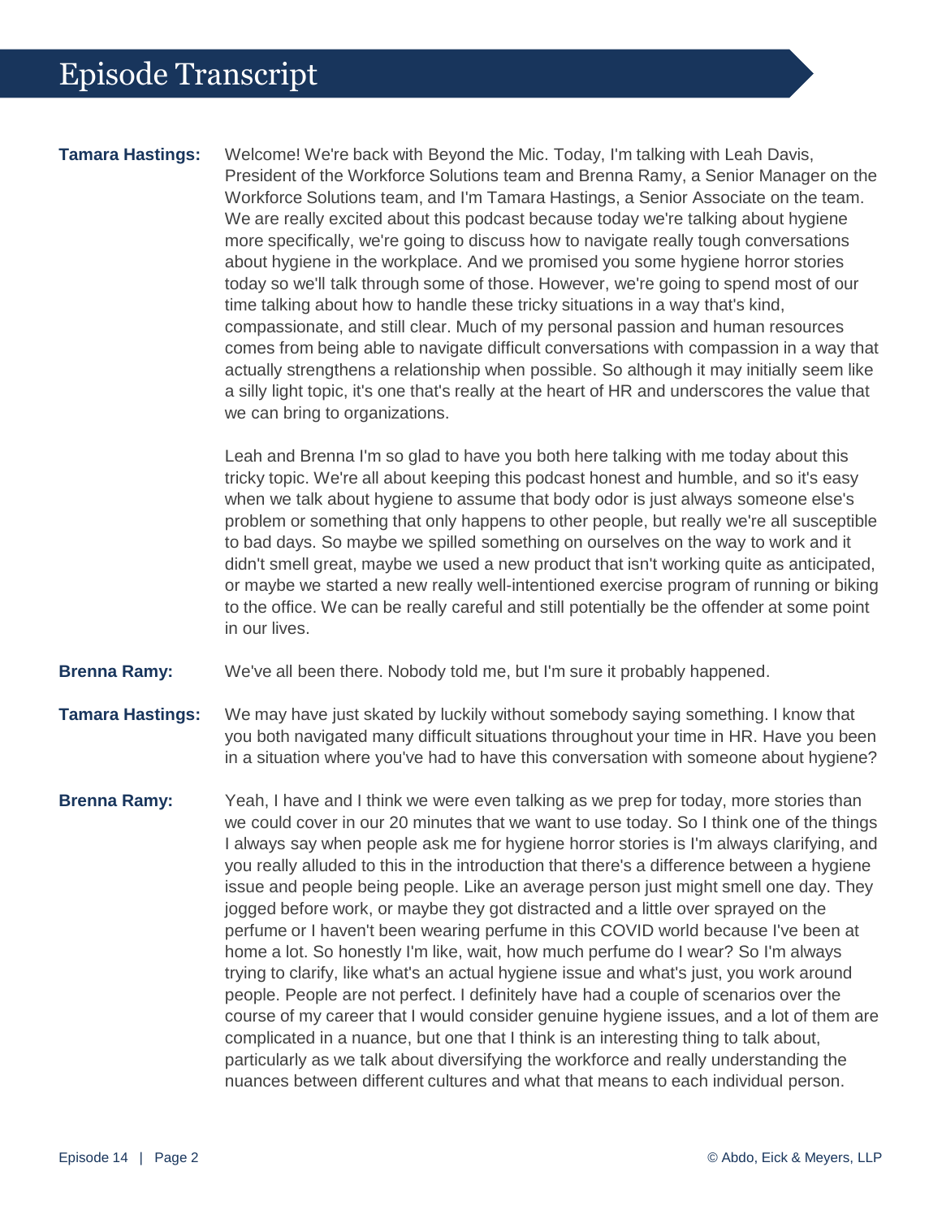# Episode Transcript

**Tamara Hastings:** Welcome! We're back with Beyond the Mic. Today, I'm talking with Leah Davis, President of the Workforce Solutions team and Brenna Ramy, a Senior Manager on the Workforce Solutions team, and I'm Tamara Hastings, a Senior Associate on the team. We are really excited about this podcast because today we're talking about hygiene more specifically, we're going to discuss how to navigate really tough conversations about hygiene in the workplace. And we promised you some hygiene horror stories today so we'll talk through some of those. However, we're going to spend most of our time talking about how to handle these tricky situations in a way that's kind, compassionate, and still clear. Much of my personal passion and human resources comes from being able to navigate difficult conversations with compassion in a way that actually strengthens a relationship when possible. So although it may initially seem like a silly light topic, it's one that's really at the heart of HR and underscores the value that we can bring to organizations.

Leah and Brenna I'm so glad to have you both here talking with me today about this tricky topic. We're all about keeping this podcast honest and humble, and so it's easy when we talk about hygiene to assume that body odor is just always someone else's problem or something that only happens to other people, but really we're all susceptible to bad days. So maybe we spilled something on ourselves on the way to work and it didn't smell great, maybe we used a new product that isn't working quite as anticipated, or maybe we started a new really well-intentioned exercise program of running or biking to the office. We can be really careful and still potentially be the offender at some point in our lives.

**Brenna Ramy:** We've all been there. Nobody told me, but I'm sure it probably happened.

**Tamara Hastings:** We may have just skated by luckily without somebody saying something. I know that you both navigated many difficult situations throughout your time in HR. Have you been in a situation where you've had to have this conversation with someone about hygiene?

**Brenna Ramy:** Yeah, I have and I think we were even talking as we prep for today, more stories than we could cover in our 20 minutes that we want to use today. So I think one of the things I always say when people ask me for hygiene horror stories is I'm always clarifying, and you really alluded to this in the introduction that there's a difference between a hygiene issue and people being people. Like an average person just might smell one day. They jogged before work, or maybe they got distracted and a little over sprayed on the perfume or I haven't been wearing perfume in this COVID world because I've been at home a lot. So honestly I'm like, wait, how much perfume do I wear? So I'm always trying to clarify, like what's an actual hygiene issue and what's just, you work around people. People are not perfect. I definitely have had a couple of scenarios over the course of my career that I would consider genuine hygiene issues, and a lot of them are complicated in a nuance, but one that I think is an interesting thing to talk about, particularly as we talk about diversifying the workforce and really understanding the nuances between different cultures and what that means to each individual person.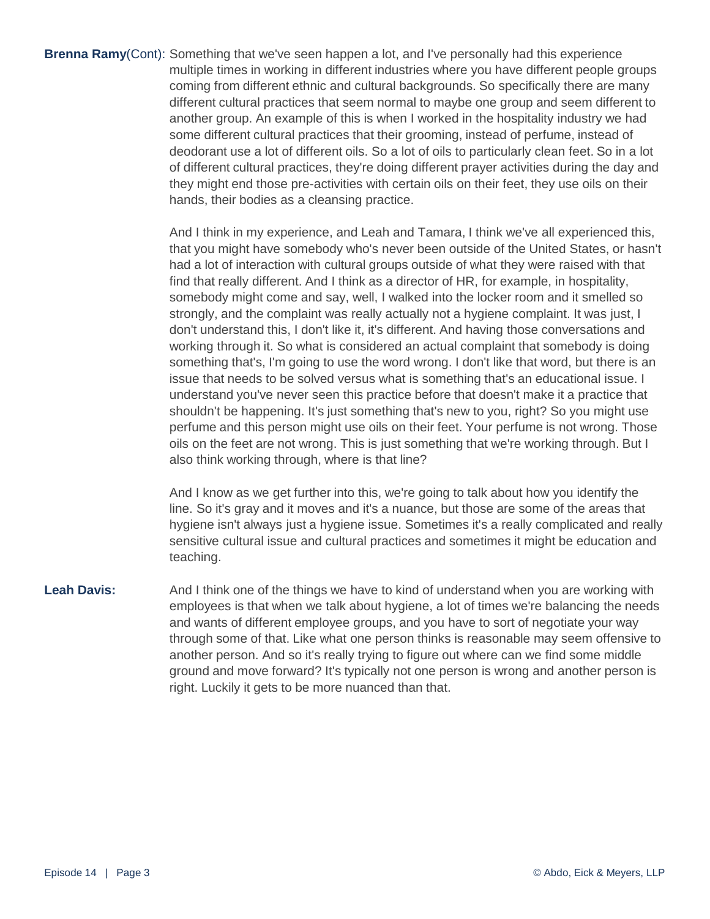**Brenna Ramy**(Cont): Something that we've seen happen a lot, and I've personally had this experience multiple times in working in different industries where you have different people groups coming from different ethnic and cultural backgrounds. So specifically there are many different cultural practices that seem normal to maybe one group and seem different to another group. An example of this is when I worked in the hospitality industry we had some different cultural practices that their grooming, instead of perfume, instead of deodorant use a lot of different oils. So a lot of oils to particularly clean feet. So in a lot of different cultural practices, they're doing different prayer activities during the day and they might end those pre-activities with certain oils on their feet, they use oils on their hands, their bodies as a cleansing practice.

And I think in my experience, and Leah and Tamara, I think we've all experienced this, that you might have somebody who's never been outside of the United States, or hasn't had a lot of interaction with cultural groups outside of what they were raised with that find that really different. And I think as a director of HR, for example, in hospitality, somebody might come and say, well, I walked into the locker room and it smelled so strongly, and the complaint was really actually not a hygiene complaint. It was just, I don't understand this, I don't like it, it's different. And having those conversations and working through it. So what is considered an actual complaint that somebody is doing something that's, I'm going to use the word wrong. I don't like that word, but there is an issue that needs to be solved versus what is something that's an educational issue. I understand you've never seen this practice before that doesn't make it a practice that shouldn't be happening. It's just something that's new to you, right? So you might use perfume and this person might use oils on their feet. Your perfume is not wrong. Those oils on the feet are not wrong. This is just something that we're working through. But I also think working through, where is that line?

And I know as we get further into this, we're going to talk about how you identify the line. So it's gray and it moves and it's a nuance, but those are some of the areas that hygiene isn't always just a hygiene issue. Sometimes it's a really complicated and really sensitive cultural issue and cultural practices and sometimes it might be education and teaching.

**Leah Davis:** And I think one of the things we have to kind of understand when you are working with employees is that when we talk about hygiene, a lot of times we're balancing the needs and wants of different employee groups, and you have to sort of negotiate your way through some of that. Like what one person thinks is reasonable may seem offensive to another person. And so it's really trying to figure out where can we find some middle ground and move forward? It's typically not one person is wrong and another person is right. Luckily it gets to be more nuanced than that.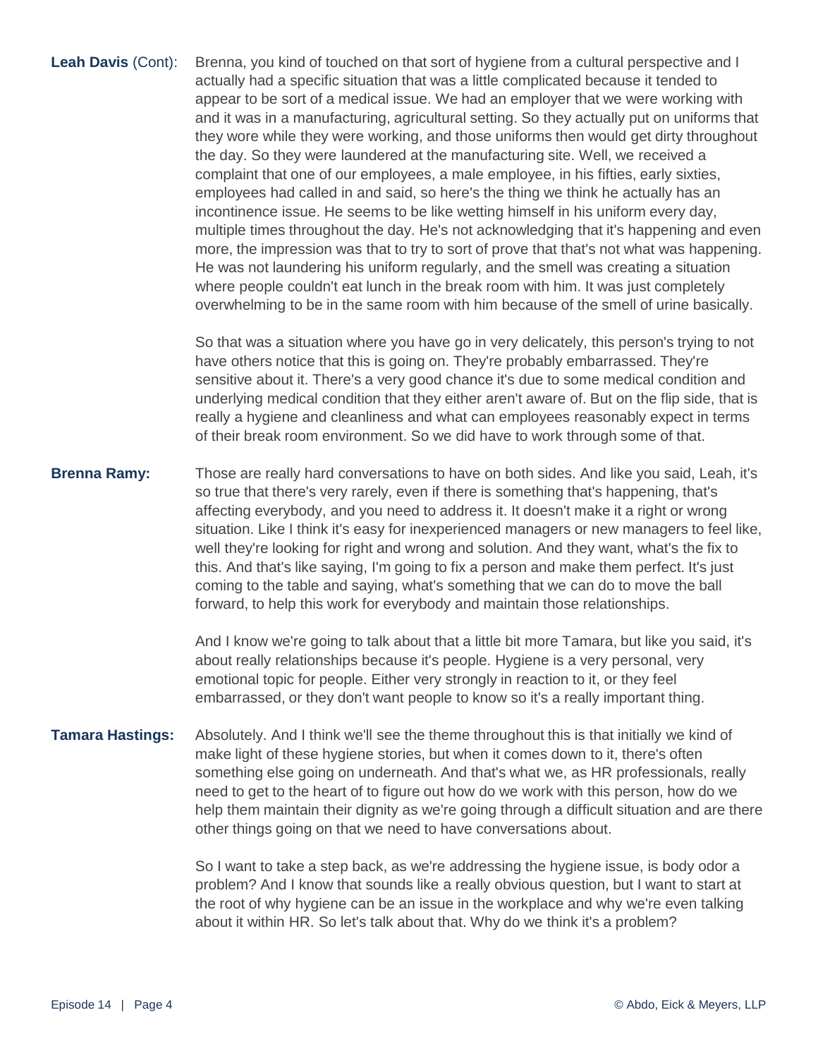**Leah Davis** (Cont): Brenna, you kind of touched on that sort of hygiene from a cultural perspective and I actually had a specific situation that was a little complicated because it tended to appear to be sort of a medical issue. We had an employer that we were working with and it was in a manufacturing, agricultural setting. So they actually put on uniforms that they wore while they were working, and those uniforms then would get dirty throughout the day. So they were laundered at the manufacturing site. Well, we received a complaint that one of our employees, a male employee, in his fifties, early sixties, employees had called in and said, so here's the thing we think he actually has an incontinence issue. He seems to be like wetting himself in his uniform every day, multiple times throughout the day. He's not acknowledging that it's happening and even more, the impression was that to try to sort of prove that that's not what was happening. He was not laundering his uniform regularly, and the smell was creating a situation where people couldn't eat lunch in the break room with him. It was just completely overwhelming to be in the same room with him because of the smell of urine basically.

So that was a situation where you have go in very delicately, this person's trying to not have others notice that this is going on. They're probably embarrassed. They're sensitive about it. There's a very good chance it's due to some medical condition and underlying medical condition that they either aren't aware of. But on the flip side, that is really a hygiene and cleanliness and what can employees reasonably expect in terms of their break room environment. So we did have to work through some of that.

**Brenna Ramy:** Those are really hard conversations to have on both sides. And like you said, Leah, it's so true that there's very rarely, even if there is something that's happening, that's affecting everybody, and you need to address it. It doesn't make it a right or wrong situation. Like I think it's easy for inexperienced managers or new managers to feel like, well they're looking for right and wrong and solution. And they want, what's the fix to this. And that's like saying, I'm going to fix a person and make them perfect. It's just coming to the table and saying, what's something that we can do to move the ball forward, to help this work for everybody and maintain those relationships.

And I know we're going to talk about that a little bit more Tamara, but like you said, it's about really relationships because it's people. Hygiene is a very personal, very emotional topic for people. Either very strongly in reaction to it, or they feel embarrassed, or they don't want people to know so it's a really important thing.

**Tamara Hastings:** Absolutely. And I think we'll see the theme throughout this is that initially we kind of make light of these hygiene stories, but when it comes down to it, there's often something else going on underneath. And that's what we, as HR professionals, really need to get to the heart of to figure out how do we work with this person, how do we help them maintain their dignity as we're going through a difficult situation and are there other things going on that we need to have conversations about.

So I want to take a step back, as we're addressing the hygiene issue, is body odor a problem? And I know that sounds like a really obvious question, but I want to start at the root of why hygiene can be an issue in the workplace and why we're even talking about it within HR. So let's talk about that. Why do we think it's a problem?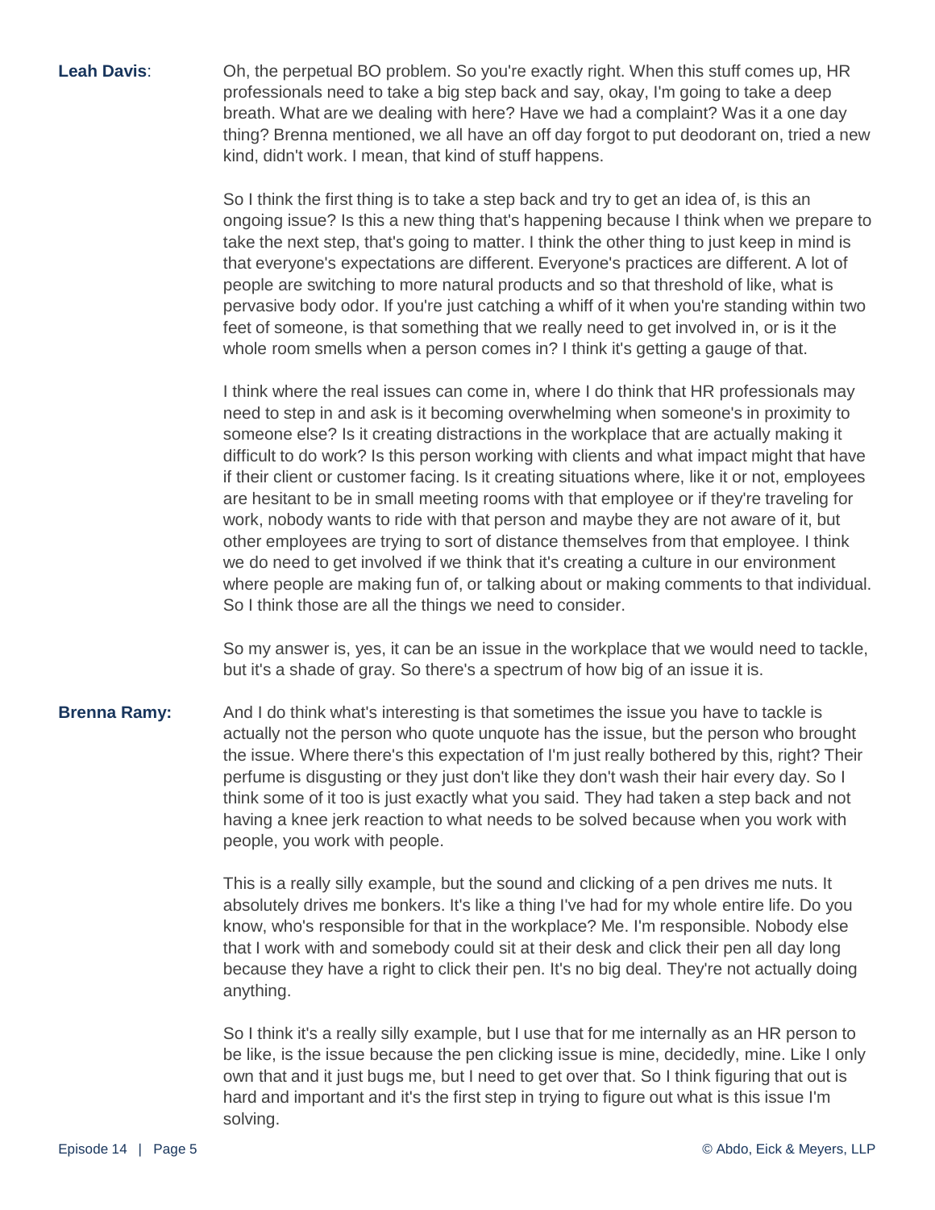**Leah Davis**: Oh, the perpetual BO problem. So you're exactly right. When this stuff comes up, HR professionals need to take a big step back and say, okay, I'm going to take a deep breath. What are we dealing with here? Have we had a complaint? Was it a one day thing? Brenna mentioned, we all have an off day forgot to put deodorant on, tried a new kind, didn't work. I mean, that kind of stuff happens.

So I think the first thing is to take a step back and try to get an idea of, is this an ongoing issue? Is this a new thing that's happening because I think when we prepare to take the next step, that's going to matter. I think the other thing to just keep in mind is that everyone's expectations are different. Everyone's practices are different. A lot of people are switching to more natural products and so that threshold of like, what is pervasive body odor. If you're just catching a whiff of it when you're standing within two feet of someone, is that something that we really need to get involved in, or is it the whole room smells when a person comes in? I think it's getting a gauge of that.

I think where the real issues can come in, where I do think that HR professionals may need to step in and ask is it becoming overwhelming when someone's in proximity to someone else? Is it creating distractions in the workplace that are actually making it difficult to do work? Is this person working with clients and what impact might that have if their client or customer facing. Is it creating situations where, like it or not, employees are hesitant to be in small meeting rooms with that employee or if they're traveling for work, nobody wants to ride with that person and maybe they are not aware of it, but other employees are trying to sort of distance themselves from that employee. I think we do need to get involved if we think that it's creating a culture in our environment where people are making fun of, or talking about or making comments to that individual. So I think those are all the things we need to consider.

So my answer is, yes, it can be an issue in the workplace that we would need to tackle, but it's a shade of gray. So there's a spectrum of how big of an issue it is.

**Brenna Ramy:** And I do think what's interesting is that sometimes the issue you have to tackle is actually not the person who quote unquote has the issue, but the person who brought the issue. Where there's this expectation of I'm just really bothered by this, right? Their perfume is disgusting or they just don't like they don't wash their hair every day. So I think some of it too is just exactly what you said. They had taken a step back and not having a knee jerk reaction to what needs to be solved because when you work with people, you work with people.

This is a really silly example, but the sound and clicking of a pen drives me nuts. It absolutely drives me bonkers. It's like a thing I've had for my whole entire life. Do you know, who's responsible for that in the workplace? Me. I'm responsible. Nobody else that I work with and somebody could sit at their desk and click their pen all day long because they have a right to click their pen. It's no big deal. They're not actually doing anything.

So I think it's a really silly example, but I use that for me internally as an HR person to be like, is the issue because the pen clicking issue is mine, decidedly, mine. Like I only own that and it just bugs me, but I need to get over that. So I think figuring that out is hard and important and it's the first step in trying to figure out what is this issue I'm solving.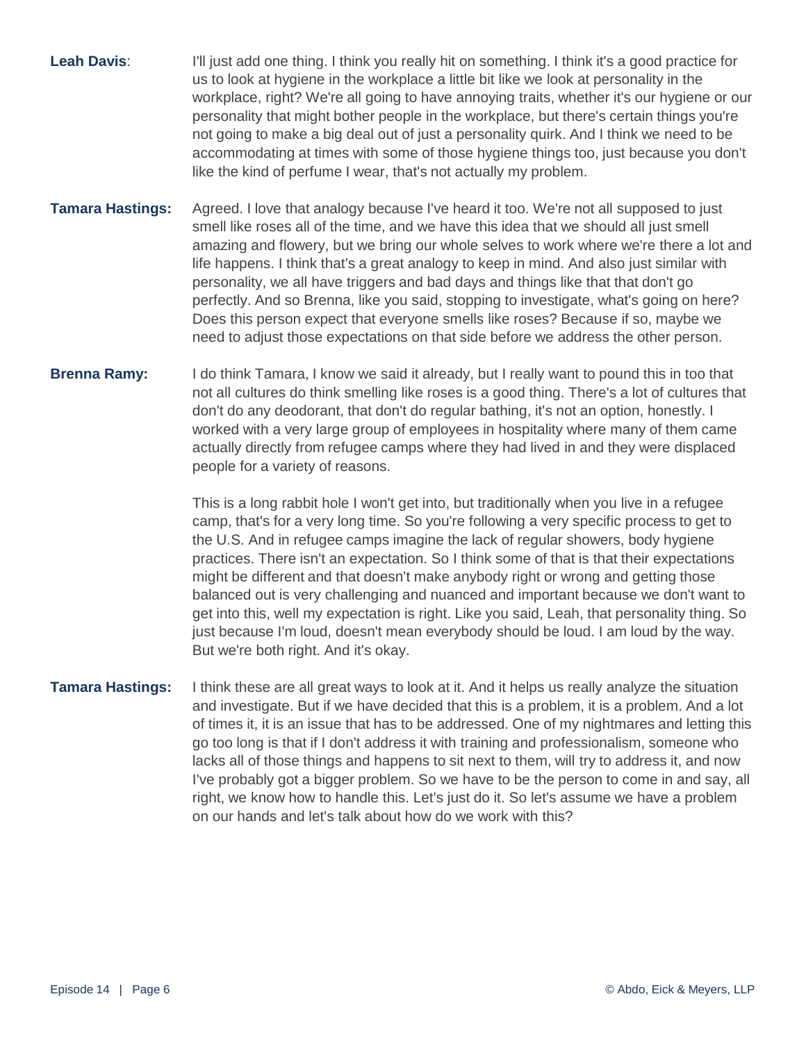**Leah Davis**: I'll just add one thing. I think you really hit on something. I think it's a good practice for us to look at hygiene in the workplace a little bit like we look at personality in the workplace, right? We're all going to have annoying traits, whether it's our hygiene or our personality that might bother people in the workplace, but there's certain things you're not going to make a big deal out of just a personality quirk. And I think we need to be accommodating at times with some of those hygiene things too, just because you don't like the kind of perfume I wear, that's not actually my problem.

**Tamara Hastings:** Agreed. I love that analogy because I've heard it too. We're not all supposed to just smell like roses all of the time, and we have this idea that we should all just smell amazing and flowery, but we bring our whole selves to work where we're there a lot and life happens. I think that's a great analogy to keep in mind. And also just similar with personality, we all have triggers and bad days and things like that that don't go perfectly. And so Brenna, like you said, stopping to investigate, what's going on here? Does this person expect that everyone smells like roses? Because if so, maybe we need to adjust those expectations on that side before we address the other person.

**Brenna Ramy:** I do think Tamara, I know we said it already, but I really want to pound this in too that not all cultures do think smelling like roses is a good thing. There's a lot of cultures that don't do any deodorant, that don't do regular bathing, it's not an option, honestly. I worked with a very large group of employees in hospitality where many of them came actually directly from refugee camps where they had lived in and they were displaced people for a variety of reasons.

This is a long rabbit hole I won't get into, but traditionally when you live in a refugee camp, that's for a very long time. So you're following a very specific process to get to the U.S. And in refugee camps imagine the lack of regular showers, body hygiene practices. There isn't an expectation. So I think some of that is that their expectations might be different and that doesn't make anybody right or wrong and getting those balanced out is very challenging and nuanced and important because we don't want to get into this, well my expectation is right. Like you said, Leah, that personality thing. So just because I'm loud, doesn't mean everybody should be loud. I am loud by the way. But we're both right. And it's okay.

**Tamara Hastings:** I think these are all great ways to look at it. And it helps us really analyze the situation and investigate. But if we have decided that this is a problem, it is a problem. And a lot of times it, it is an issue that has to be addressed. One of my nightmares and letting this go too long is that if I don't address it with training and professionalism, someone who lacks all of those things and happens to sit next to them, will try to address it, and now I've probably got a bigger problem. So we have to be the person to come in and say, all right, we know how to handle this. Let's just do it. So let's assume we have a problem on our hands and let's talk about how do we work with this?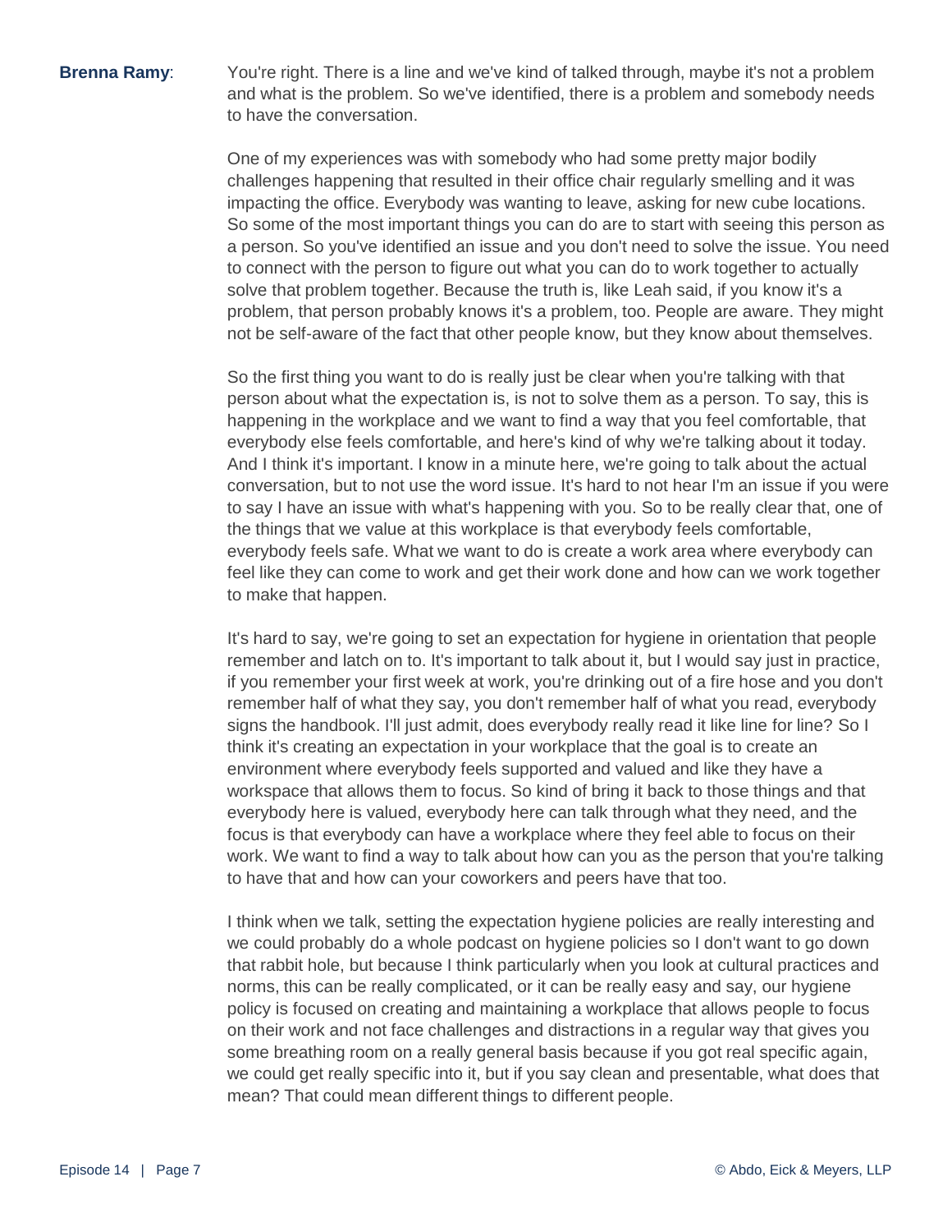**Brenna Ramy**: You're right. There is a line and we've kind of talked through, maybe it's not a problem and what is the problem. So we've identified, there is a problem and somebody needs to have the conversation.

One of my experiences was with somebody who had some pretty major bodily challenges happening that resulted in their office chair regularly smelling and it was impacting the office. Everybody was wanting to leave, asking for new cube locations. So some of the most important things you can do are to start with seeing this person as a person. So you've identified an issue and you don't need to solve the issue. You need to connect with the person to figure out what you can do to work together to actually solve that problem together. Because the truth is, like Leah said, if you know it's a problem, that person probably knows it's a problem, too. People are aware. They might not be self-aware of the fact that other people know, but they know about themselves.

So the first thing you want to do is really just be clear when you're talking with that person about what the expectation is, is not to solve them as a person. To say, this is happening in the workplace and we want to find a way that you feel comfortable, that everybody else feels comfortable, and here's kind of why we're talking about it today. And I think it's important. I know in a minute here, we're going to talk about the actual conversation, but to not use the word issue. It's hard to not hear I'm an issue if you were to say I have an issue with what's happening with you. So to be really clear that, one of the things that we value at this workplace is that everybody feels comfortable, everybody feels safe. What we want to do is create a work area where everybody can feel like they can come to work and get their work done and how can we work together to make that happen.

It's hard to say, we're going to set an expectation for hygiene in orientation that people remember and latch on to. It's important to talk about it, but I would say just in practice, if you remember your first week at work, you're drinking out of a fire hose and you don't remember half of what they say, you don't remember half of what you read, everybody signs the handbook. I'll just admit, does everybody really read it like line for line? So I think it's creating an expectation in your workplace that the goal is to create an environment where everybody feels supported and valued and like they have a workspace that allows them to focus. So kind of bring it back to those things and that everybody here is valued, everybody here can talk through what they need, and the focus is that everybody can have a workplace where they feel able to focus on their work. We want to find a way to talk about how can you as the person that you're talking to have that and how can your coworkers and peers have that too.

I think when we talk, setting the expectation hygiene policies are really interesting and we could probably do a whole podcast on hygiene policies so I don't want to go down that rabbit hole, but because I think particularly when you look at cultural practices and norms, this can be really complicated, or it can be really easy and say, our hygiene policy is focused on creating and maintaining a workplace that allows people to focus on their work and not face challenges and distractions in a regular way that gives you some breathing room on a really general basis because if you got real specific again, we could get really specific into it, but if you say clean and presentable, what does that mean? That could mean different things to different people.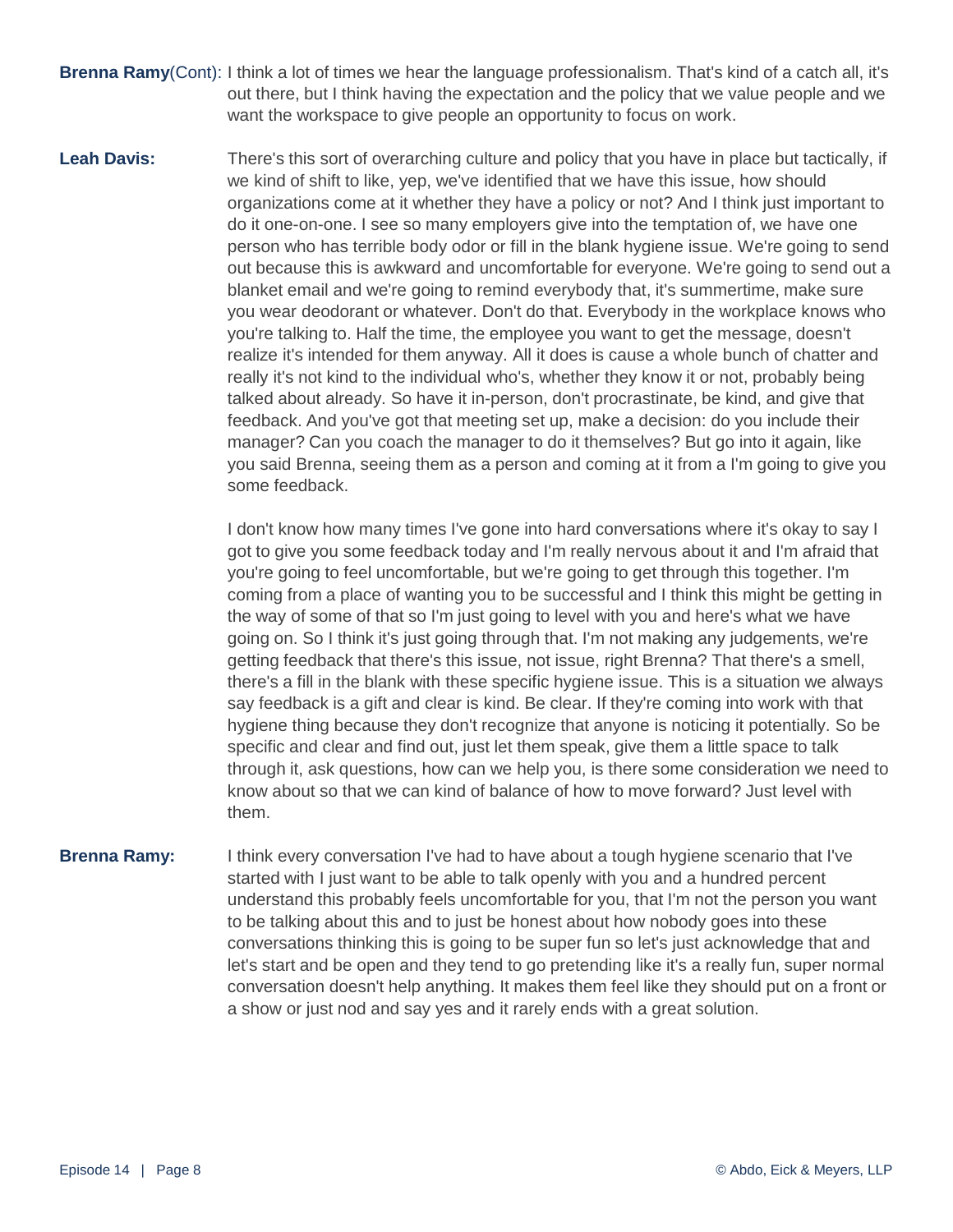**Brenna Ramy**(Cont): I think a lot of times we hear the language professionalism. That's kind of a catch all, it's out there, but I think having the expectation and the policy that we value people and we want the workspace to give people an opportunity to focus on work.

**Leah Davis:** There's this sort of overarching culture and policy that you have in place but tactically, if we kind of shift to like, yep, we've identified that we have this issue, how should organizations come at it whether they have a policy or not? And I think just important to do it one-on-one. I see so many employers give into the temptation of, we have one person who has terrible body odor or fill in the blank hygiene issue. We're going to send out because this is awkward and uncomfortable for everyone. We're going to send out a blanket email and we're going to remind everybody that, it's summertime, make sure you wear deodorant or whatever. Don't do that. Everybody in the workplace knows who you're talking to. Half the time, the employee you want to get the message, doesn't realize it's intended for them anyway. All it does is cause a whole bunch of chatter and really it's not kind to the individual who's, whether they know it or not, probably being talked about already. So have it in-person, don't procrastinate, be kind, and give that feedback. And you've got that meeting set up, make a decision: do you include their manager? Can you coach the manager to do it themselves? But go into it again, like you said Brenna, seeing them as a person and coming at it from a I'm going to give you some feedback.

I don't know how many times I've gone into hard conversations where it's okay to say I got to give you some feedback today and I'm really nervous about it and I'm afraid that you're going to feel uncomfortable, but we're going to get through this together. I'm coming from a place of wanting you to be successful and I think this might be getting in the way of some of that so I'm just going to level with you and here's what we have going on. So I think it's just going through that. I'm not making any judgements, we're getting feedback that there's this issue, not issue, right Brenna? That there's a smell, there's a fill in the blank with these specific hygiene issue. This is a situation we always say feedback is a gift and clear is kind. Be clear. If they're coming into work with that hygiene thing because they don't recognize that anyone is noticing it potentially. So be specific and clear and find out, just let them speak, give them a little space to talk through it, ask questions, how can we help you, is there some consideration we need to know about so that we can kind of balance of how to move forward? Just level with them.

**Brenna Ramy:** I think every conversation I've had to have about a tough hygiene scenario that I've started with I just want to be able to talk openly with you and a hundred percent understand this probably feels uncomfortable for you, that I'm not the person you want to be talking about this and to just be honest about how nobody goes into these conversations thinking this is going to be super fun so let's just acknowledge that and let's start and be open and they tend to go pretending like it's a really fun, super normal conversation doesn't help anything. It makes them feel like they should put on a front or a show or just nod and say yes and it rarely ends with a great solution.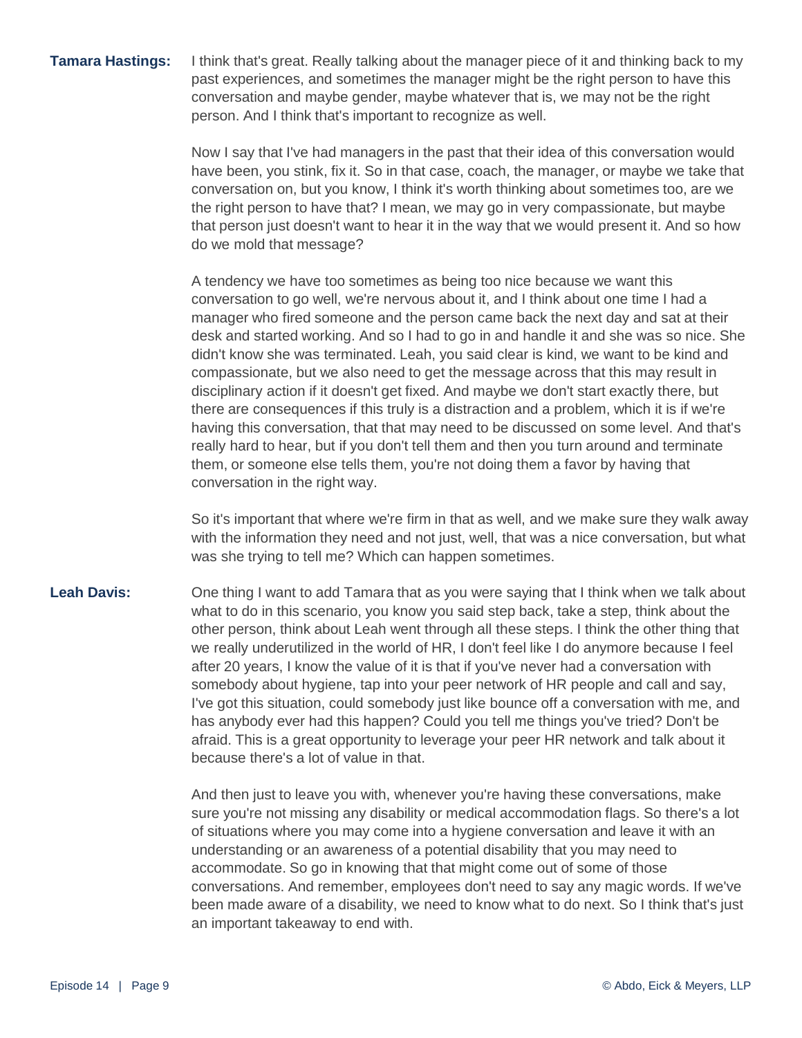**Tamara Hastings:** I think that's great. Really talking about the manager piece of it and thinking back to my past experiences, and sometimes the manager might be the right person to have this conversation and maybe gender, maybe whatever that is, we may not be the right person. And I think that's important to recognize as well.

Now I say that I've had managers in the past that their idea of this conversation would have been, you stink, fix it. So in that case, coach, the manager, or maybe we take that conversation on, but you know, I think it's worth thinking about sometimes too, are we the right person to have that? I mean, we may go in very compassionate, but maybe that person just doesn't want to hear it in the way that we would present it. And so how do we mold that message?

A tendency we have too sometimes as being too nice because we want this conversation to go well, we're nervous about it, and I think about one time I had a manager who fired someone and the person came back the next day and sat at their desk and started working. And so I had to go in and handle it and she was so nice. She didn't know she was terminated. Leah, you said clear is kind, we want to be kind and compassionate, but we also need to get the message across that this may result in disciplinary action if it doesn't get fixed. And maybe we don't start exactly there, but there are consequences if this truly is a distraction and a problem, which it is if we're having this conversation, that that may need to be discussed on some level. And that's really hard to hear, but if you don't tell them and then you turn around and terminate them, or someone else tells them, you're not doing them a favor by having that conversation in the right way.

So it's important that where we're firm in that as well, and we make sure they walk away with the information they need and not just, well, that was a nice conversation, but what was she trying to tell me? Which can happen sometimes.

**Leah Davis:** One thing I want to add Tamara that as you were saying that I think when we talk about what to do in this scenario, you know you said step back, take a step, think about the other person, think about Leah went through all these steps. I think the other thing that we really underutilized in the world of HR, I don't feel like I do anymore because I feel after 20 years, I know the value of it is that if you've never had a conversation with somebody about hygiene, tap into your peer network of HR people and call and say, I've got this situation, could somebody just like bounce off a conversation with me, and has anybody ever had this happen? Could you tell me things you've tried? Don't be afraid. This is a great opportunity to leverage your peer HR network and talk about it because there's a lot of value in that.

And then just to leave you with, whenever you're having these conversations, make sure you're not missing any disability or medical accommodation flags. So there's a lot of situations where you may come into a hygiene conversation and leave it with an understanding or an awareness of a potential disability that you may need to accommodate. So go in knowing that that might come out of some of those conversations. And remember, employees don't need to say any magic words. If we've been made aware of a disability, we need to know what to do next. So I think that's just an important takeaway to end with.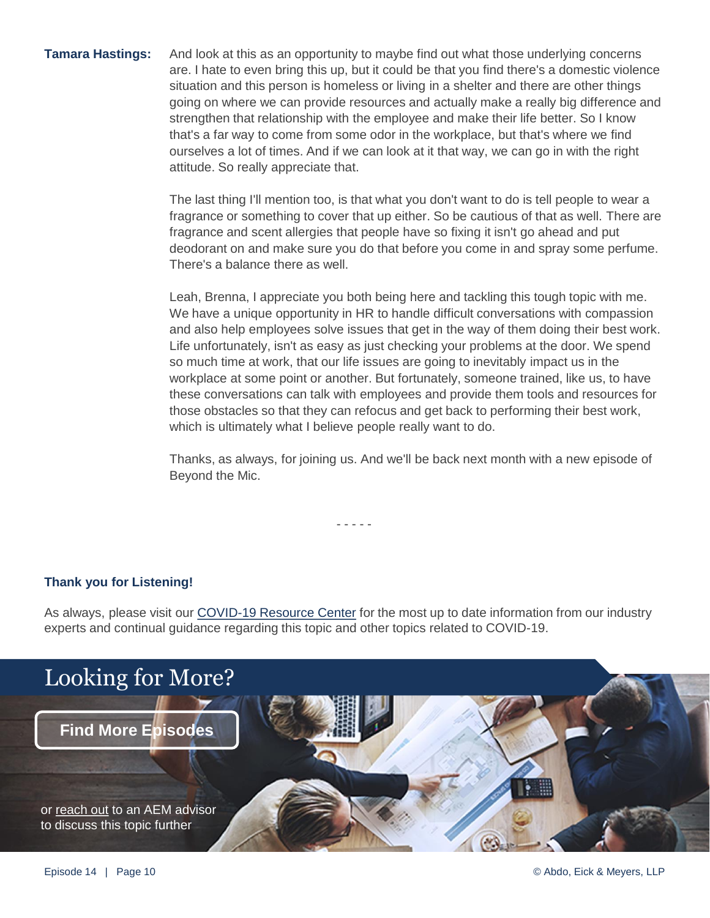**Tamara Hastings:** And look at this as an opportunity to maybe find out what those underlying concerns are. I hate to even bring this up, but it could be that you find there's a domestic violence situation and this person is homeless or living in a shelter and there are other things going on where we can provide resources and actually make a really big difference and strengthen that relationship with the employee and make their life better. So I know that's a far way to come from some odor in the workplace, but that's where we find ourselves a lot of times. And if we can look at it that way, we can go in with the right attitude. So really appreciate that.

The last thing I'll mention too, is that what you don't want to do is tell people to wear a fragrance or something to cover that up either. So be cautious of that as well. There are fragrance and scent allergies that people have so fixing it isn't go ahead and put deodorant on and make sure you do that before you come in and spray some perfume. There's a balance there as well.

Leah, Brenna, I appreciate you both being here and tackling this tough topic with me. We have a unique opportunity in HR to handle difficult conversations with compassion and also help employees solve issues that get in the way of them doing their best work. Life unfortunately, isn't as easy as just checking your problems at the door. We spend so much time at work, that our life issues are going to inevitably impact us in the workplace at some point or another. But fortunately, someone trained, like us, to have these conversations can talk with employees and provide them tools and resources for those obstacles so that they can refocus and get back to performing their best work, which is ultimately what I believe people really want to do.

Thanks, as always, for joining us. And we'll be back next month with a new episode of Beyond the Mic.

- - - - -

**Thank you for Listening!**

As always, please visit our COVID-19 Resource Center for the most up to date information from our industry experts and continual guidance regarding this topic and other topics related to COVID-19.

# Looking for More?

**Find More Episodes**

or reach out to an AEM advisor to discuss this topic further